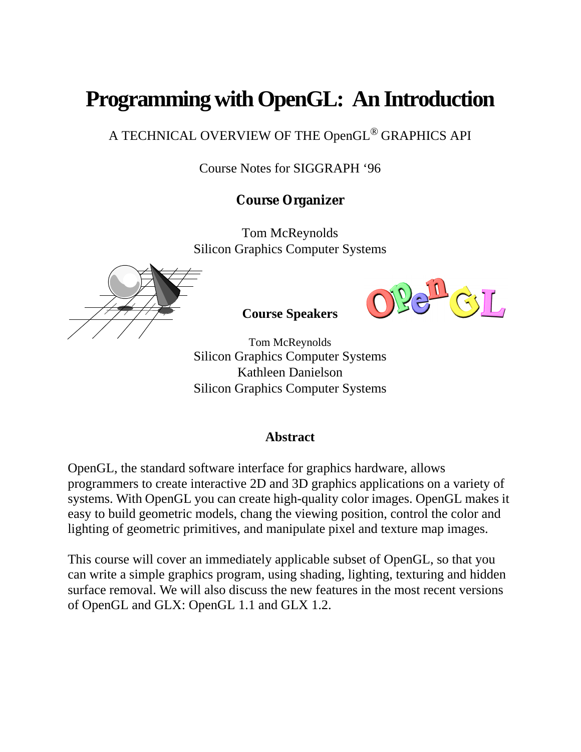# Programming with OpenGL: An Introduction

A TECHNICAL OVERVIEW OF THE OpenGL® GRAPHICS API

Course Notes for SIGGRAPH '96

**Course Organizer**

Tom McReynolds
Silicon Graphics Computer Systems

**Course Speakers**

Tom McReynolds
Silicon Graphics Computer Systems
Kathleen Danielson
Silicon Graphics Computer Systems

## Abstract

OpenGL, the standard software interface for graphics hardware, allows programmers to create interactive 2D and 3D graphics applications on a variety of systems. With OpenGL you can create high-quality color images. OpenGL makes it easy to build geometric models, chang the viewing position, control the color and lighting of geometric primitives, and manipulate pixel and texture map images.

This course will cover an immediately applicable subset of OpenGL, so that you can write a simple graphics program, using shading, lighting, texturing and hidden surface removal. We will also discuss the new features in the most recent versions of OpenGL and GLX: OpenGL 1.1 and GLX 1.2.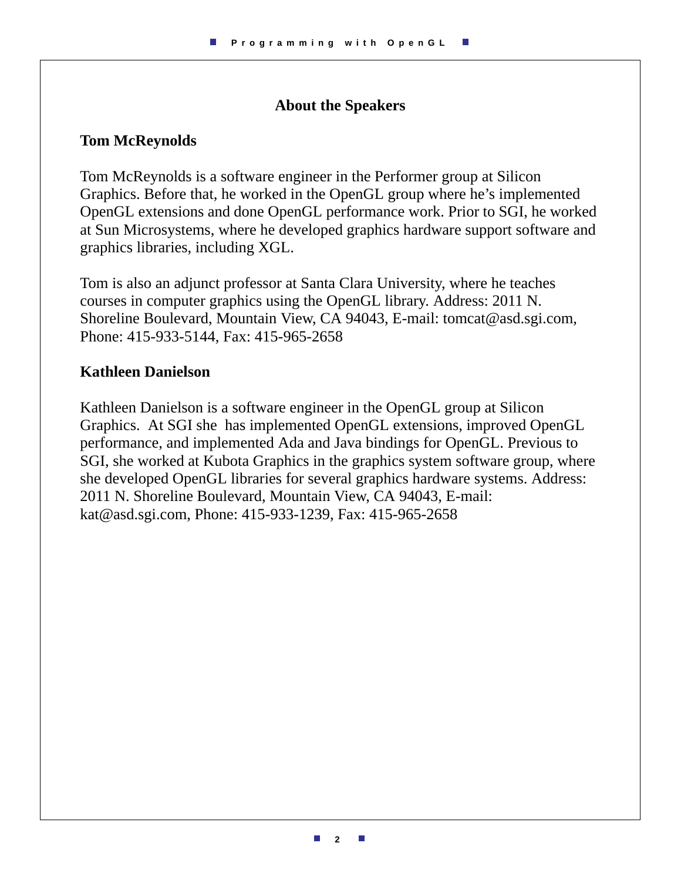## About the Speakers

### Tom McReynolds

Tom McReynolds is a software engineer in the Performer group at Silicon Graphics. Before that, he worked in the OpenGL group where he’s implemented OpenGL extensions and done OpenGL performance work. Prior to SGI, he worked at Sun Microsystems, where he developed graphics hardware support software and graphics libraries, including XGL.

Tom is also an adjunct professor at Santa Clara University, where he teaches courses in computer graphics using the OpenGL library. Address: 2011 N. Shoreline Boulevard, Mountain View, CA 94043, E-mail: tomcat@asd.sgi.com, Phone: 415-933-5144, Fax: 415-965-2658

### Kathleen Danielson

Kathleen Danielson is a software engineer in the OpenGL group at Silicon Graphics. At SGI she has implemented OpenGL extensions, improved OpenGL performance, and implemented Ada and Java bindings for OpenGL. Previous to SGI, she worked at Kubota Graphics in the graphics system software group, where she developed OpenGL libraries for several graphics hardware systems. Address: 2011 N. Shoreline Boulevard, Mountain View, CA 94043, E-mail: kat@asd.sgi.com, Phone: 415-933-1239, Fax: 415-965-2658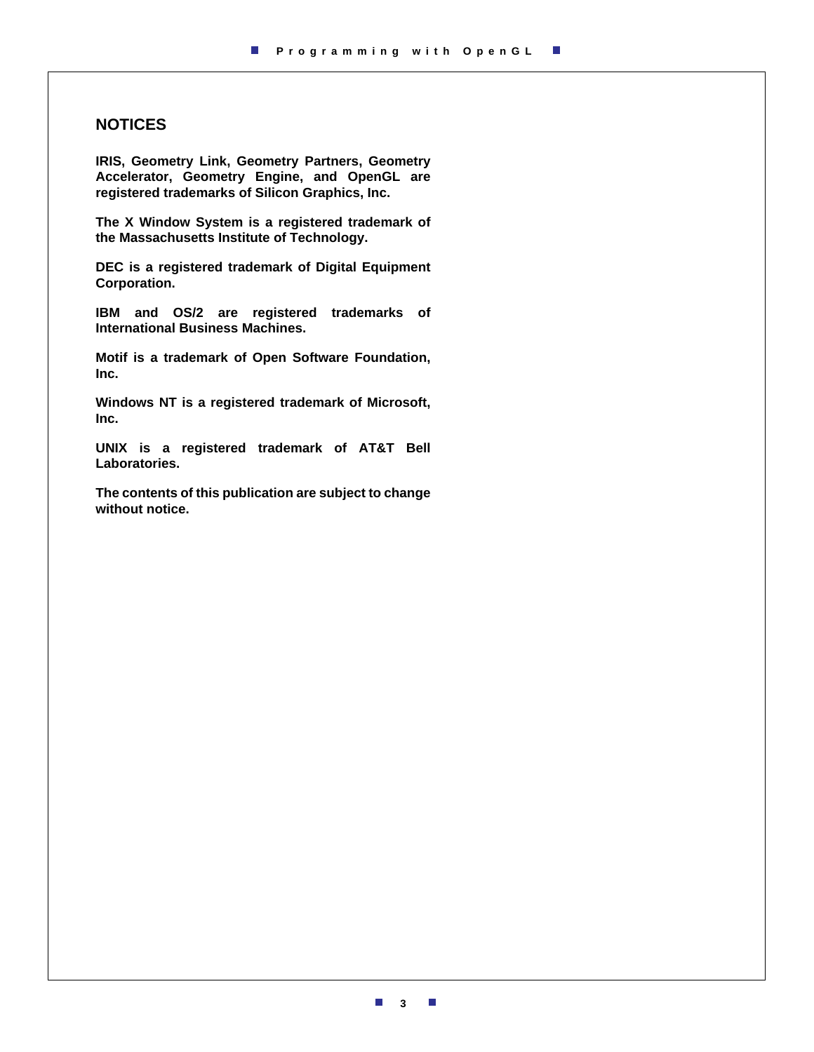## NOTICES

**IRIS, Geometry Link, Geometry Partners, Geometry Accelerator, Geometry Engine, and OpenGL are registered trademarks of Silicon Graphics, Inc.**

**The X Window System is a registered trademark of the Massachusetts Institute of Technology.**

**DEC is a registered trademark of Digital Equipment Corporation.**

**IBM and OS/2 are registered trademarks of International Business Machines.**

**Motif is a trademark of Open Software Foundation, Inc.**

**Windows NT is a registered trademark of Microsoft, Inc.**

**UNIX is a registered trademark of AT&T Bell Laboratories.**

**The contents of this publication are subject to change without notice.**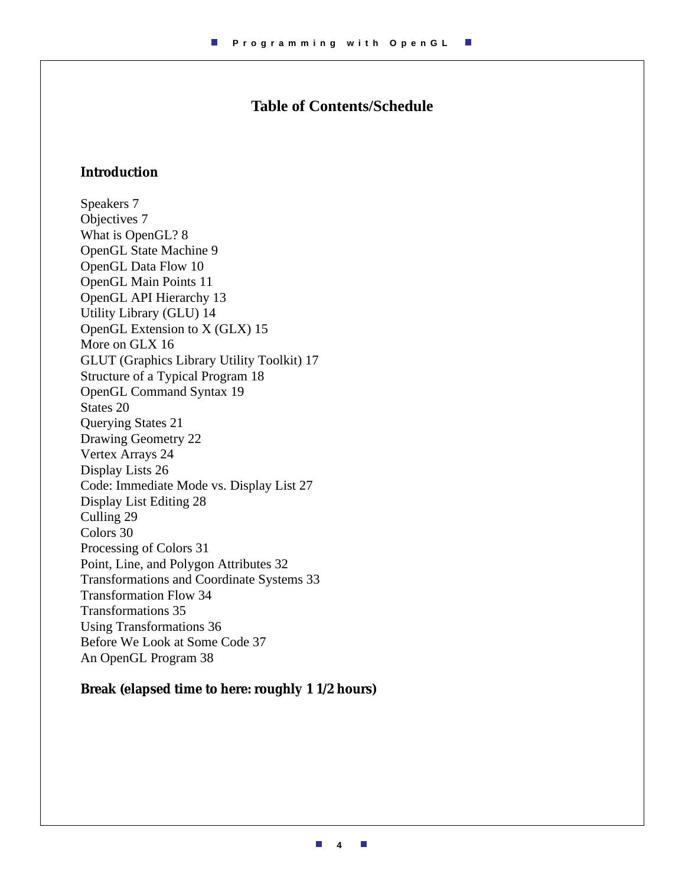# Table of Contents/Schedule

**Introduction**

Speakers 7
Objectives 7
What is OpenGL? 8
OpenGL State Machine 9
OpenGL Data Flow 10
OpenGL Main Points 11
OpenGL API Hierarchy 13
Utility Library (GLU) 14
OpenGL Extension to X (GLX) 15
More on GLX 16
GLUT (Graphics Library Utility Toolkit) 17
Structure of a Typical Program 18
OpenGL Command Syntax 19
States 20
Querying States 21
Drawing Geometry 22
Vertex Arrays 24
Display Lists 26
Code: Immediate Mode vs. Display List 27
Display List Editing 28
Culling 29
Colors 30
Processing of Colors 31
Point, Line, and Polygon Attributes 32
Transformations and Coordinate Systems 33
Transformation Flow 34
Transformations 35
Using Transformations 36
Before We Look at Some Code 37
An OpenGL Program 38

**Break (elapsed time to here: roughly 1 1/2 hours)**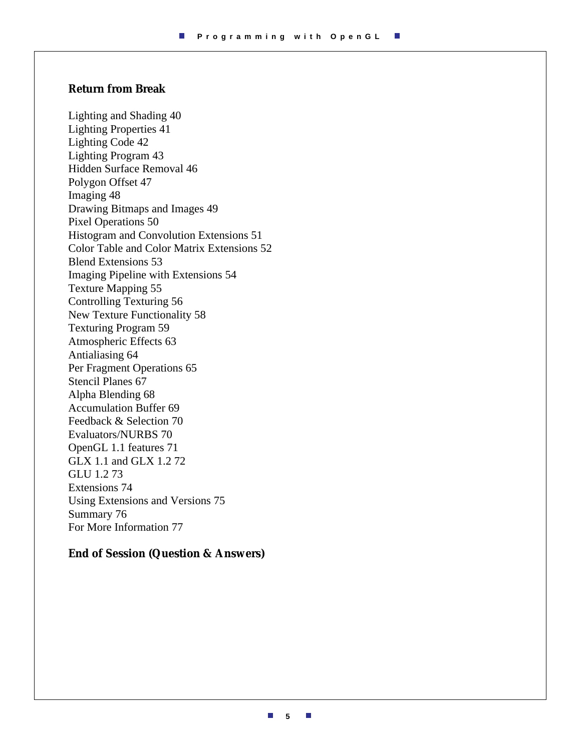**Return from Break**

Lighting and Shading 40
Lighting Properties 41
Lighting Code 42
Lighting Program 43
Hidden Surface Removal 46
Polygon Offset 47
Imaging 48
Drawing Bitmaps and Images 49
Pixel Operations 50
Histogram and Convolution Extensions 51
Color Table and Color Matrix Extensions 52
Blend Extensions 53
Imaging Pipeline with Extensions 54
Texture Mapping 55
Controlling Texturing 56
New Texture Functionality 58
Texturing Program 59
Atmospheric Effects 63
Antialiasing 64
Per Fragment Operations 65
Stencil Planes 67
Alpha Blending 68
Accumulation Buffer 69
Feedback & Selection 70
Evaluators/NURBS 70
OpenGL 1.1 features 71
GLX 1.1 and GLX 1.2 72
GLU 1.2 73
Extensions 74
Using Extensions and Versions 75
Summary 76
For More Information 77

**End of Session (Question & Answers)**